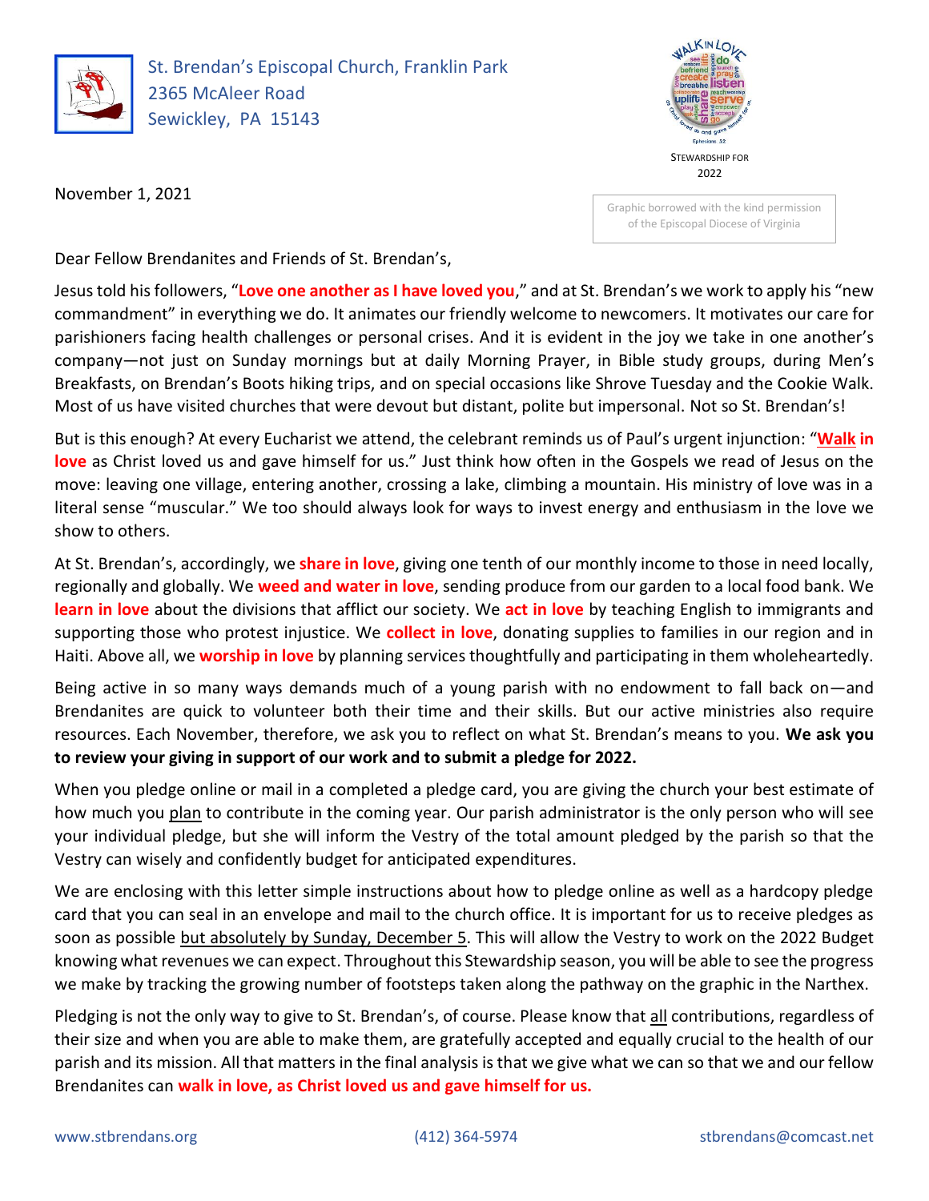St. Brendan's Episcopal Church, Franklin Park
2365 McAleer Road
Sewickley, PA 15143

STEWARDSHIP FOR 2022

Graphic borrowed with the kind permission of the Episcopal Diocese of Virginia

November 1, 2021

Dear Fellow Brendanites and Friends of St. Brendan's,

Jesus told his followers, "**Love one another as I have loved you**," and at St. Brendan's we work to apply his "new commandment" in everything we do. It animates our friendly welcome to newcomers. It motivates our care for parishioners facing health challenges or personal crises. And it is evident in the joy we take in one another's company—not just on Sunday mornings but at daily Morning Prayer, in Bible study groups, during Men's Breakfasts, on Brendan's Boots hiking trips, and on special occasions like Shrove Tuesday and the Cookie Walk. Most of us have visited churches that were devout but distant, polite but impersonal. Not so St. Brendan's!

But is this enough? At every Eucharist we attend, the celebrant reminds us of Paul's urgent injunction: "**Walk in love** as Christ loved us and gave himself for us." Just think how often in the Gospels we read of Jesus on the move: leaving one village, entering another, crossing a lake, climbing a mountain. His ministry of love was in a literal sense "muscular." We too should always look for ways to invest energy and enthusiasm in the love we show to others.

At St. Brendan's, accordingly, we **share in love**, giving one tenth of our monthly income to those in need locally, regionally and globally. We **weed and water in love**, sending produce from our garden to a local food bank. We **learn in love** about the divisions that afflict our society. We **act in love** by teaching English to immigrants and supporting those who protest injustice. We **collect in love**, donating supplies to families in our region and in Haiti. Above all, we **worship in love** by planning services thoughtfully and participating in them wholeheartedly.

Being active in so many ways demands much of a young parish with no endowment to fall back on—and Brendanites are quick to volunteer both their time and their skills. But our active ministries also require resources. Each November, therefore, we ask you to reflect on what St. Brendan's means to you. **We ask you to review your giving in support of our work and to submit a pledge for 2022.**

When you pledge online or mail in a completed pledge card, you are giving the church your best estimate of how much you plan to contribute in the coming year. Our parish administrator is the only person who will see your individual pledge, but she will inform the Vestry of the total amount pledged by the parish so that the Vestry can wisely and confidently budget for anticipated expenditures.

We are enclosing with this letter simple instructions about how to pledge online as well as a hardcopy pledge card that you can seal in an envelope and mail to the church office. It is important for us to receive pledges as soon as possible but absolutely by Sunday, December 5. This will allow the Vestry to work on the 2022 Budget knowing what revenues we can expect. Throughout this Stewardship season, you will be able to see the progress we make by tracking the growing number of footsteps taken along the pathway on the graphic in the Narthex.

Pledging is not the only way to give to St. Brendan's, of course. Please know that all contributions, regardless of their size and when you are able to make them, are gratefully accepted and equally crucial to the health of our parish and its mission. All that matters in the final analysis is that we give what we can so that we and our fellow Brendanites can **walk in love, as Christ loved us and gave himself for us.**

www.stbrendans.org (412) 364-5974 stbrendans@comcast.net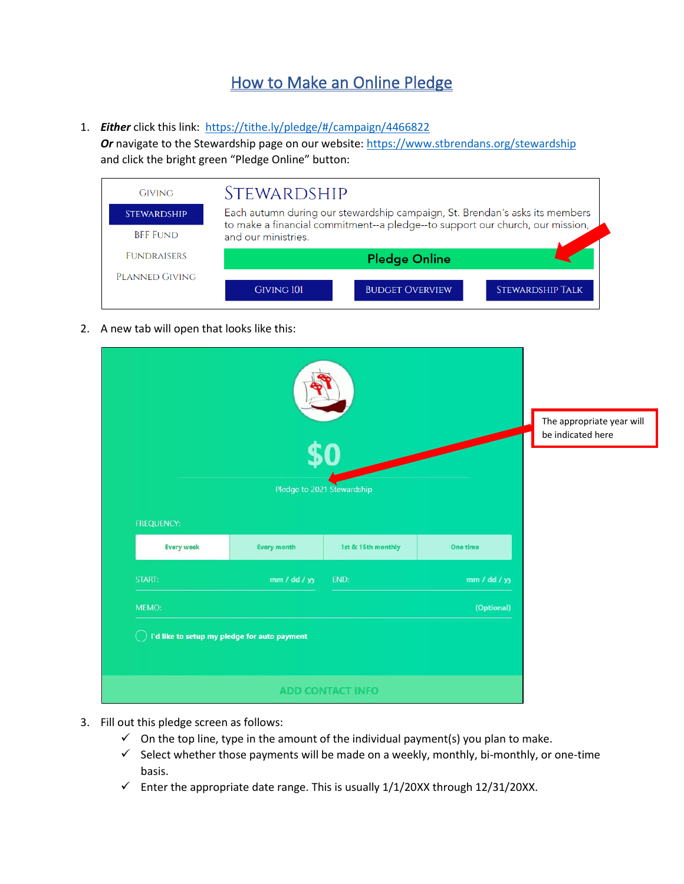# How to Make an Online Pledge

1. ***Either*** click this link: https://tithe.ly/pledge/#/campaign/4466822
   ***Or*** navigate to the Stewardship page on our website: https://www.stbrendans.org/stewardship and click the bright green "Pledge Online" button:

   GIVING
   STEWARDSHIP
   BFF FUND
   FUNDRAISERS
   PLANNED GIVING

   STEWARDSHIP

   Each autumn during our stewardship campaign, St. Brendan's asks its members to make a financial commitment--a pledge--to support our church, our mission, and our ministries.

   Pledge Online

   GIVING 101 | BUDGET OVERVIEW | STEWARDSHIP TALK

2. A new tab will open that looks like this:

   $0

   Pledge to 2021 Stewardship

   The appropriate year will be indicated here

   FREQUENCY:

   Every week | Every month | 1st & 15th monthly | One time

   START: mm / dd / yy END: mm / dd / yy

   MEMO: (Optional)

   I'd like to setup my pledge for auto payment

   ADD CONTACT INFO

3. Fill out this pledge screen as follows:
   - ✓ On the top line, type in the amount of the individual payment(s) you plan to make.
   - ✓ Select whether those payments will be made on a weekly, monthly, bi-monthly, or one-time basis.
   - ✓ Enter the appropriate date range. This is usually 1/1/20XX through 12/31/20XX.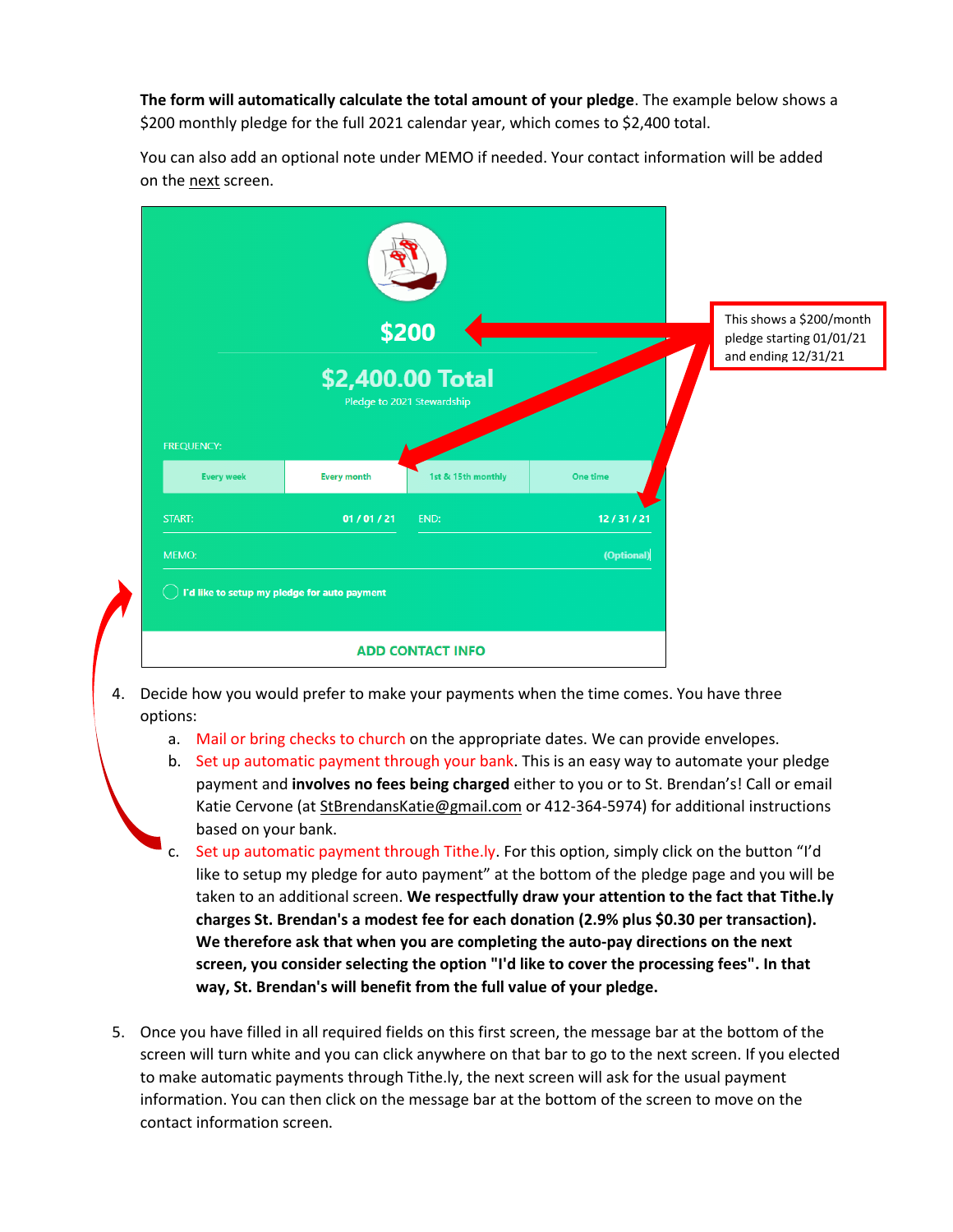**The form will automatically calculate the total amount of your pledge**. The example below shows a $200 monthly pledge for the full 2021 calendar year, which comes to $2,400 total.

You can also add an optional note under MEMO if needed. Your contact information will be added on the next screen.

$200

$2,400.00 Total

Pledge to 2021 Stewardship

FREQUENCY:

Every week | Every month | 1st & 15th monthly | One time

START: 01 / 01 / 21 END: 12 / 31 / 21

MEMO: (Optional)

I'd like to setup my pledge for auto payment

ADD CONTACT INFO

This shows a $200/month pledge starting 01/01/21 and ending 12/31/21

4. Decide how you would prefer to make your payments when the time comes. You have three options:
   a. Mail or bring checks to church on the appropriate dates. We can provide envelopes.
   b. Set up automatic payment through your bank. This is an easy way to automate your pledge payment and **involves no fees being charged** either to you or to St. Brendan's! Call or email Katie Cervone (at StBrendansKatie@gmail.com or 412-364-5974) for additional instructions based on your bank.
   c. Set up automatic payment through Tithe.ly. For this option, simply click on the button "I'd like to setup my pledge for auto payment" at the bottom of the pledge page and you will be taken to an additional screen. **We respectfully draw your attention to the fact that Tithe.ly charges St. Brendan's a modest fee for each donation (2.9% plus $0.30 per transaction). We therefore ask that when you are completing the auto-pay directions on the next screen, you consider selecting the option "I'd like to cover the processing fees". In that way, St. Brendan's will benefit from the full value of your pledge.**

5. Once you have filled in all required fields on this first screen, the message bar at the bottom of the screen will turn white and you can click anywhere on that bar to go to the next screen. If you elected to make automatic payments through Tithe.ly, the next screen will ask for the usual payment information. You can then click on the message bar at the bottom of the screen to move on the contact information screen.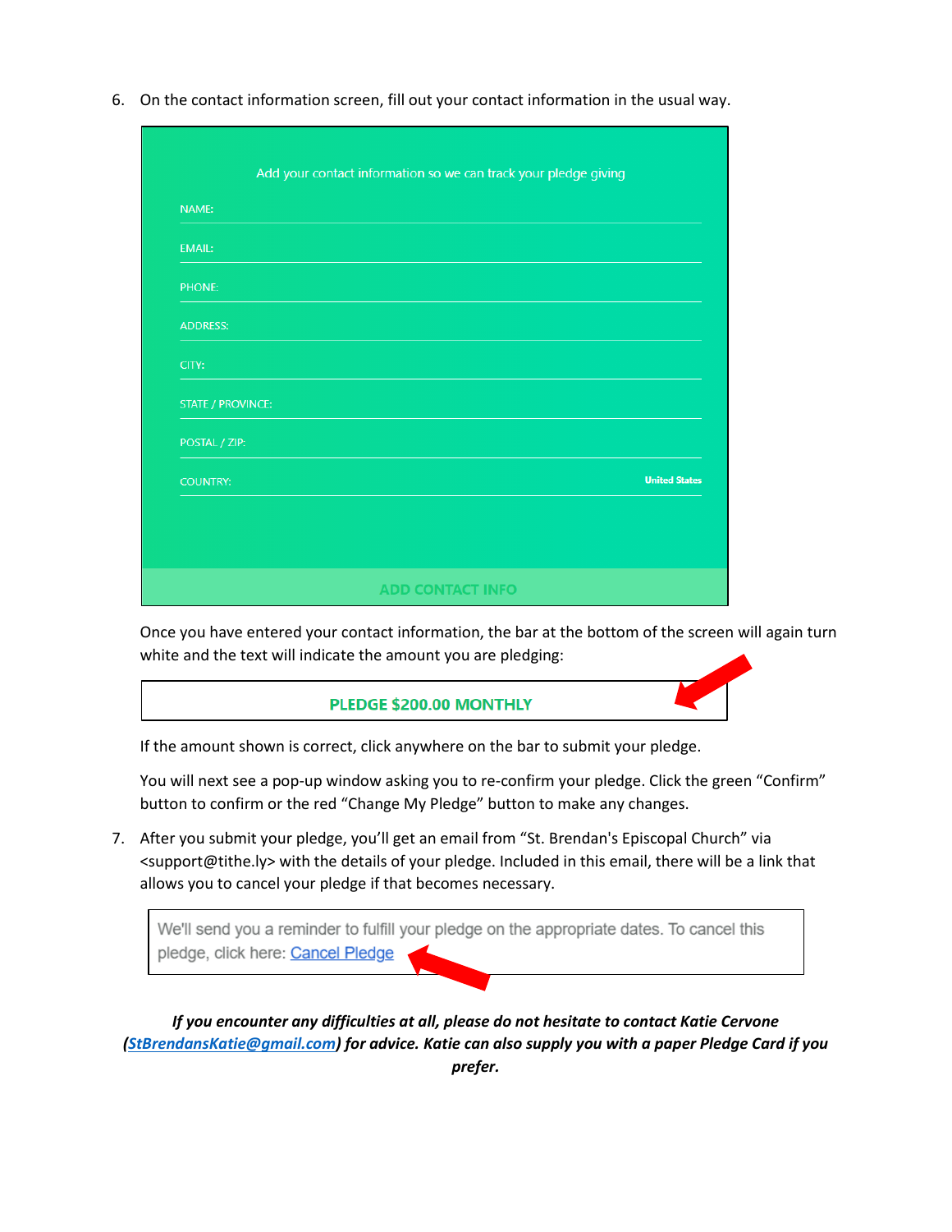6. On the contact information screen, fill out your contact information in the usual way.

Add your contact information so we can track your pledge giving

NAME:

EMAIL:

PHONE:

ADDRESS:

CITY:

STATE / PROVINCE:

POSTAL / ZIP:

COUNTRY: United States

ADD CONTACT INFO

Once you have entered your contact information, the bar at the bottom of the screen will again turn white and the text will indicate the amount you are pledging:

PLEDGE $200.00 MONTHLY

If the amount shown is correct, click anywhere on the bar to submit your pledge.

You will next see a pop-up window asking you to re-confirm your pledge. Click the green "Confirm" button to confirm or the red "Change My Pledge" button to make any changes.

7. After you submit your pledge, you'll get an email from "St. Brendan's Episcopal Church" via <support@tithe.ly> with the details of your pledge. Included in this email, there will be a link that allows you to cancel your pledge if that becomes necessary.

We'll send you a reminder to fulfill your pledge on the appropriate dates. To cancel this pledge, click here: Cancel Pledge

***If you encounter any difficulties at all, please do not hesitate to contact Katie Cervone (StBrendansKatie@gmail.com) for advice. Katie can also supply you with a paper Pledge Card if you prefer.***